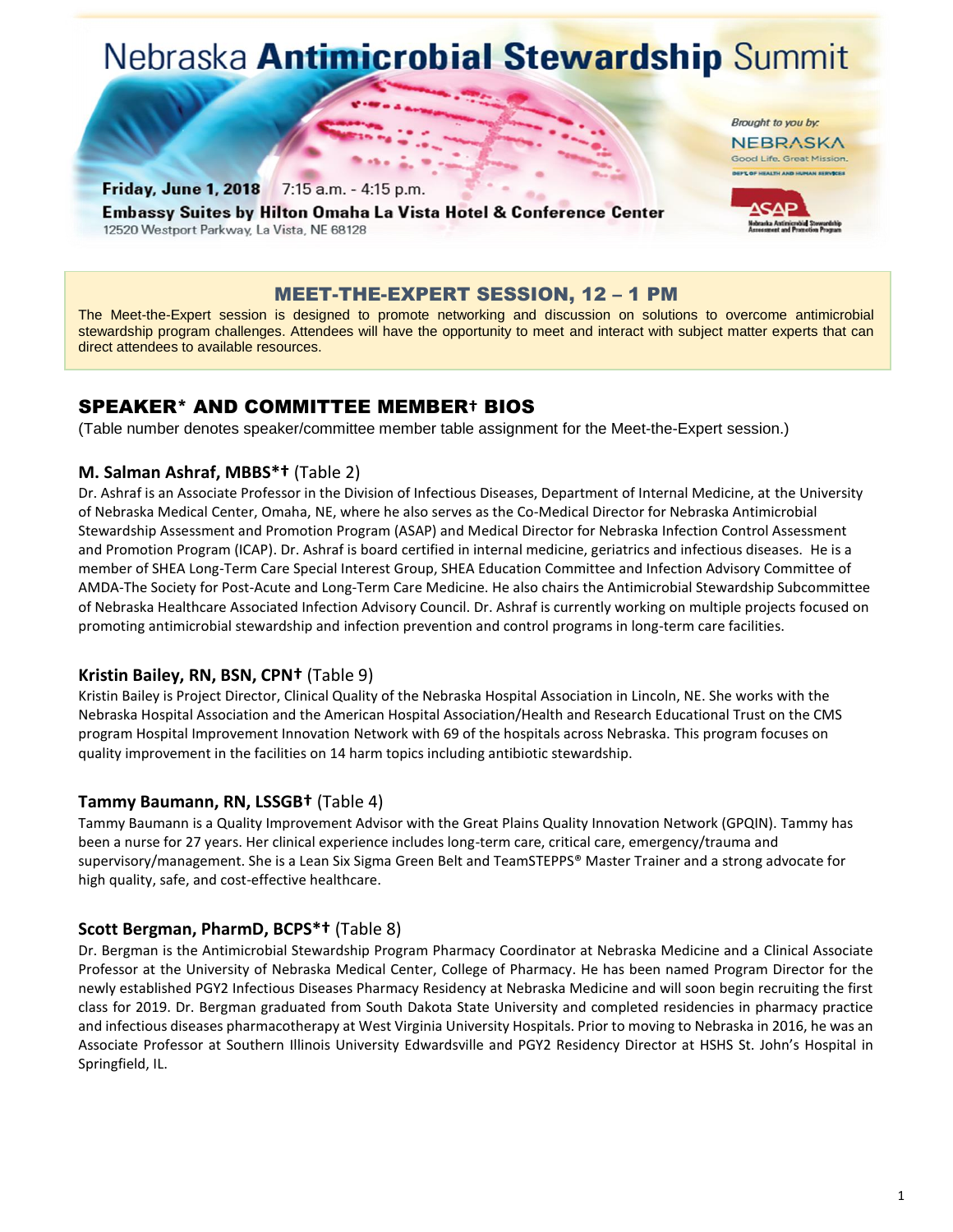# Nebraska **Antimicrobial Stewardship** Summit

**Friday, June 1, 2018** 7:15 a.m. - 4:15 p.m.

**Embassy Suites by Hilton Omaha La Vista Hotel & Conference Center**

12520 Westport Parkway, La Vista, NE 68128

*Brought to you by:*

NEBRASKA
Good Life. Great Mission.
DEPT. OF HEALTH AND HUMAN SERVICES

ASAP
Nebraska Antimicrobial Stewardship Assessment and Promotion Program

## MEET-THE-EXPERT SESSION, 12 – 1 PM

The Meet-the-Expert session is designed to promote networking and discussion on solutions to overcome antimicrobial stewardship program challenges. Attendees will have the opportunity to meet and interact with subject matter experts that can direct attendees to available resources.

## SPEAKER* AND COMMITTEE MEMBER† BIOS

(Table number denotes speaker/committee member table assignment for the Meet-the-Expert session.)

### M. Salman Ashraf, MBBS*† (Table 2)

Dr. Ashraf is an Associate Professor in the Division of Infectious Diseases, Department of Internal Medicine, at the University of Nebraska Medical Center, Omaha, NE, where he also serves as the Co-Medical Director for Nebraska Antimicrobial Stewardship Assessment and Promotion Program (ASAP) and Medical Director for Nebraska Infection Control Assessment and Promotion Program (ICAP). Dr. Ashraf is board certified in internal medicine, geriatrics and infectious diseases. He is a member of SHEA Long-Term Care Special Interest Group, SHEA Education Committee and Infection Advisory Committee of AMDA-The Society for Post-Acute and Long-Term Care Medicine. He also chairs the Antimicrobial Stewardship Subcommittee of Nebraska Healthcare Associated Infection Advisory Council. Dr. Ashraf is currently working on multiple projects focused on promoting antimicrobial stewardship and infection prevention and control programs in long-term care facilities.

### Kristin Bailey, RN, BSN, CPN† (Table 9)

Kristin Bailey is Project Director, Clinical Quality of the Nebraska Hospital Association in Lincoln, NE. She works with the Nebraska Hospital Association and the American Hospital Association/Health and Research Educational Trust on the CMS program Hospital Improvement Innovation Network with 69 of the hospitals across Nebraska. This program focuses on quality improvement in the facilities on 14 harm topics including antibiotic stewardship.

### Tammy Baumann, RN, LSSGB† (Table 4)

Tammy Baumann is a Quality Improvement Advisor with the Great Plains Quality Innovation Network (GPQIN). Tammy has been a nurse for 27 years. Her clinical experience includes long-term care, critical care, emergency/trauma and supervisory/management. She is a Lean Six Sigma Green Belt and TeamSTEPPS® Master Trainer and a strong advocate for high quality, safe, and cost-effective healthcare.

### Scott Bergman, PharmD, BCPS*† (Table 8)

Dr. Bergman is the Antimicrobial Stewardship Program Pharmacy Coordinator at Nebraska Medicine and a Clinical Associate Professor at the University of Nebraska Medical Center, College of Pharmacy. He has been named Program Director for the newly established PGY2 Infectious Diseases Pharmacy Residency at Nebraska Medicine and will soon begin recruiting the first class for 2019. Dr. Bergman graduated from South Dakota State University and completed residencies in pharmacy practice and infectious diseases pharmacotherapy at West Virginia University Hospitals. Prior to moving to Nebraska in 2016, he was an Associate Professor at Southern Illinois University Edwardsville and PGY2 Residency Director at HSHS St. John's Hospital in Springfield, IL.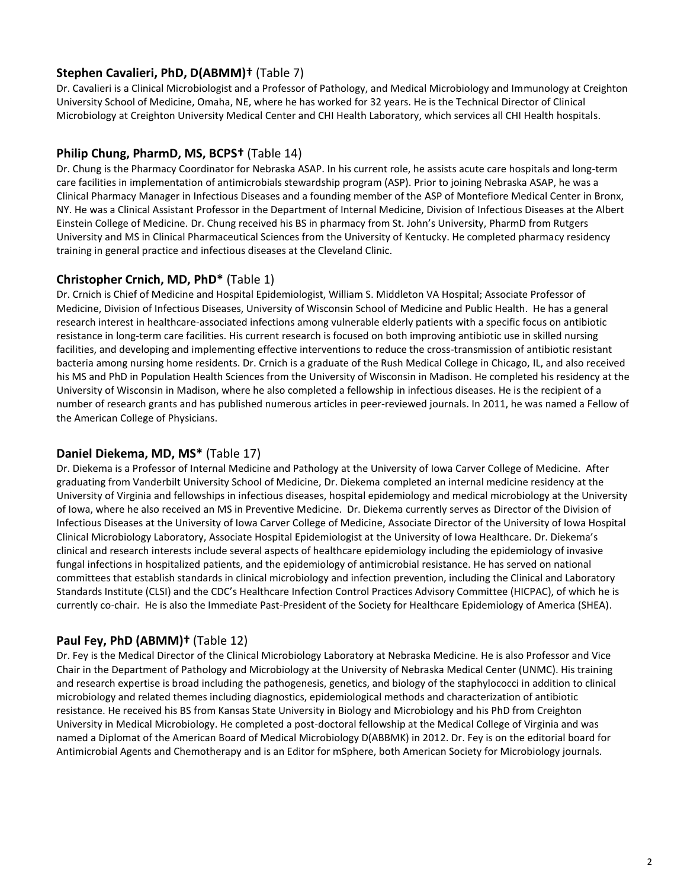### **Stephen Cavalieri, PhD, D(ABMM)†** (Table 7)

Dr. Cavalieri is a Clinical Microbiologist and a Professor of Pathology, and Medical Microbiology and Immunology at Creighton University School of Medicine, Omaha, NE, where he has worked for 32 years. He is the Technical Director of Clinical Microbiology at Creighton University Medical Center and CHI Health Laboratory, which services all CHI Health hospitals.

### **Philip Chung, PharmD, MS, BCPS†** (Table 14)

Dr. Chung is the Pharmacy Coordinator for Nebraska ASAP. In his current role, he assists acute care hospitals and long-term care facilities in implementation of antimicrobials stewardship program (ASP). Prior to joining Nebraska ASAP, he was a Clinical Pharmacy Manager in Infectious Diseases and a founding member of the ASP of Montefiore Medical Center in Bronx, NY. He was a Clinical Assistant Professor in the Department of Internal Medicine, Division of Infectious Diseases at the Albert Einstein College of Medicine. Dr. Chung received his BS in pharmacy from St. John's University, PharmD from Rutgers University and MS in Clinical Pharmaceutical Sciences from the University of Kentucky. He completed pharmacy residency training in general practice and infectious diseases at the Cleveland Clinic.

### **Christopher Crnich, MD, PhD*** (Table 1)

Dr. Crnich is Chief of Medicine and Hospital Epidemiologist, William S. Middleton VA Hospital; Associate Professor of Medicine, Division of Infectious Diseases, University of Wisconsin School of Medicine and Public Health. He has a general research interest in healthcare-associated infections among vulnerable elderly patients with a specific focus on antibiotic resistance in long-term care facilities. His current research is focused on both improving antibiotic use in skilled nursing facilities, and developing and implementing effective interventions to reduce the cross-transmission of antibiotic resistant bacteria among nursing home residents. Dr. Crnich is a graduate of the Rush Medical College in Chicago, IL, and also received his MS and PhD in Population Health Sciences from the University of Wisconsin in Madison. He completed his residency at the University of Wisconsin in Madison, where he also completed a fellowship in infectious diseases. He is the recipient of a number of research grants and has published numerous articles in peer-reviewed journals. In 2011, he was named a Fellow of the American College of Physicians.

### **Daniel Diekema, MD, MS*** (Table 17)

Dr. Diekema is a Professor of Internal Medicine and Pathology at the University of Iowa Carver College of Medicine. After graduating from Vanderbilt University School of Medicine, Dr. Diekema completed an internal medicine residency at the University of Virginia and fellowships in infectious diseases, hospital epidemiology and medical microbiology at the University of Iowa, where he also received an MS in Preventive Medicine. Dr. Diekema currently serves as Director of the Division of Infectious Diseases at the University of Iowa Carver College of Medicine, Associate Director of the University of Iowa Hospital Clinical Microbiology Laboratory, Associate Hospital Epidemiologist at the University of Iowa Healthcare. Dr. Diekema's clinical and research interests include several aspects of healthcare epidemiology including the epidemiology of invasive fungal infections in hospitalized patients, and the epidemiology of antimicrobial resistance. He has served on national committees that establish standards in clinical microbiology and infection prevention, including the Clinical and Laboratory Standards Institute (CLSI) and the CDC's Healthcare Infection Control Practices Advisory Committee (HICPAC), of which he is currently co-chair. He is also the Immediate Past-President of the Society for Healthcare Epidemiology of America (SHEA).

### **Paul Fey, PhD (ABMM)†** (Table 12)

Dr. Fey is the Medical Director of the Clinical Microbiology Laboratory at Nebraska Medicine. He is also Professor and Vice Chair in the Department of Pathology and Microbiology at the University of Nebraska Medical Center (UNMC). His training and research expertise is broad including the pathogenesis, genetics, and biology of the staphylococci in addition to clinical microbiology and related themes including diagnostics, epidemiological methods and characterization of antibiotic resistance. He received his BS from Kansas State University in Biology and Microbiology and his PhD from Creighton University in Medical Microbiology. He completed a post-doctoral fellowship at the Medical College of Virginia and was named a Diplomat of the American Board of Medical Microbiology D(ABBMK) in 2012. Dr. Fey is on the editorial board for Antimicrobial Agents and Chemotherapy and is an Editor for mSphere, both American Society for Microbiology journals.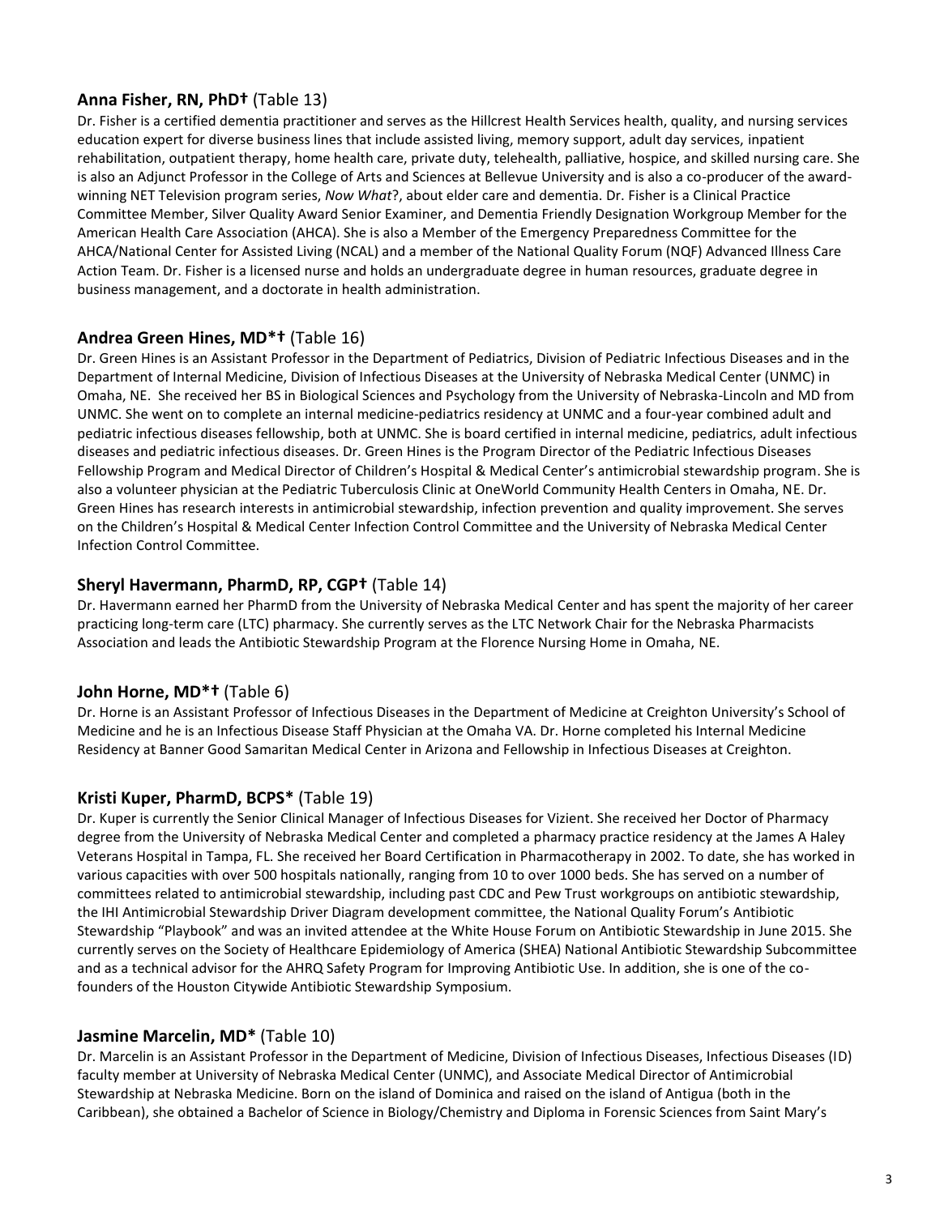### **Anna Fisher, RN, PhD†** (Table 13)

Dr. Fisher is a certified dementia practitioner and serves as the Hillcrest Health Services health, quality, and nursing services education expert for diverse business lines that include assisted living, memory support, adult day services, inpatient rehabilitation, outpatient therapy, home health care, private duty, telehealth, palliative, hospice, and skilled nursing care. She is also an Adjunct Professor in the College of Arts and Sciences at Bellevue University and is also a co-producer of the award-winning NET Television program series, *Now What*?, about elder care and dementia. Dr. Fisher is a Clinical Practice Committee Member, Silver Quality Award Senior Examiner, and Dementia Friendly Designation Workgroup Member for the American Health Care Association (AHCA). She is also a Member of the Emergency Preparedness Committee for the AHCA/National Center for Assisted Living (NCAL) and a member of the National Quality Forum (NQF) Advanced Illness Care Action Team. Dr. Fisher is a licensed nurse and holds an undergraduate degree in human resources, graduate degree in business management, and a doctorate in health administration.

### **Andrea Green Hines, MD*†** (Table 16)

Dr. Green Hines is an Assistant Professor in the Department of Pediatrics, Division of Pediatric Infectious Diseases and in the Department of Internal Medicine, Division of Infectious Diseases at the University of Nebraska Medical Center (UNMC) in Omaha, NE. She received her BS in Biological Sciences and Psychology from the University of Nebraska-Lincoln and MD from UNMC. She went on to complete an internal medicine-pediatrics residency at UNMC and a four-year combined adult and pediatric infectious diseases fellowship, both at UNMC. She is board certified in internal medicine, pediatrics, adult infectious diseases and pediatric infectious diseases. Dr. Green Hines is the Program Director of the Pediatric Infectious Diseases Fellowship Program and Medical Director of Children's Hospital & Medical Center's antimicrobial stewardship program. She is also a volunteer physician at the Pediatric Tuberculosis Clinic at OneWorld Community Health Centers in Omaha, NE. Dr. Green Hines has research interests in antimicrobial stewardship, infection prevention and quality improvement. She serves on the Children's Hospital & Medical Center Infection Control Committee and the University of Nebraska Medical Center Infection Control Committee.

### **Sheryl Havermann, PharmD, RP, CGP†** (Table 14)

Dr. Havermann earned her PharmD from the University of Nebraska Medical Center and has spent the majority of her career practicing long-term care (LTC) pharmacy. She currently serves as the LTC Network Chair for the Nebraska Pharmacists Association and leads the Antibiotic Stewardship Program at the Florence Nursing Home in Omaha, NE.

### **John Horne, MD*†** (Table 6)

Dr. Horne is an Assistant Professor of Infectious Diseases in the Department of Medicine at Creighton University's School of Medicine and he is an Infectious Disease Staff Physician at the Omaha VA. Dr. Horne completed his Internal Medicine Residency at Banner Good Samaritan Medical Center in Arizona and Fellowship in Infectious Diseases at Creighton.

### **Kristi Kuper, PharmD, BCPS*** (Table 19)

Dr. Kuper is currently the Senior Clinical Manager of Infectious Diseases for Vizient. She received her Doctor of Pharmacy degree from the University of Nebraska Medical Center and completed a pharmacy practice residency at the James A Haley Veterans Hospital in Tampa, FL. She received her Board Certification in Pharmacotherapy in 2002. To date, she has worked in various capacities with over 500 hospitals nationally, ranging from 10 to over 1000 beds. She has served on a number of committees related to antimicrobial stewardship, including past CDC and Pew Trust workgroups on antibiotic stewardship, the IHI Antimicrobial Stewardship Driver Diagram development committee, the National Quality Forum's Antibiotic Stewardship "Playbook" and was an invited attendee at the White House Forum on Antibiotic Stewardship in June 2015. She currently serves on the Society of Healthcare Epidemiology of America (SHEA) National Antibiotic Stewardship Subcommittee and as a technical advisor for the AHRQ Safety Program for Improving Antibiotic Use. In addition, she is one of the co-founders of the Houston Citywide Antibiotic Stewardship Symposium.

### **Jasmine Marcelin, MD*** (Table 10)

Dr. Marcelin is an Assistant Professor in the Department of Medicine, Division of Infectious Diseases, Infectious Diseases (ID) faculty member at University of Nebraska Medical Center (UNMC), and Associate Medical Director of Antimicrobial Stewardship at Nebraska Medicine. Born on the island of Dominica and raised on the island of Antigua (both in the Caribbean), she obtained a Bachelor of Science in Biology/Chemistry and Diploma in Forensic Sciences from Saint Mary's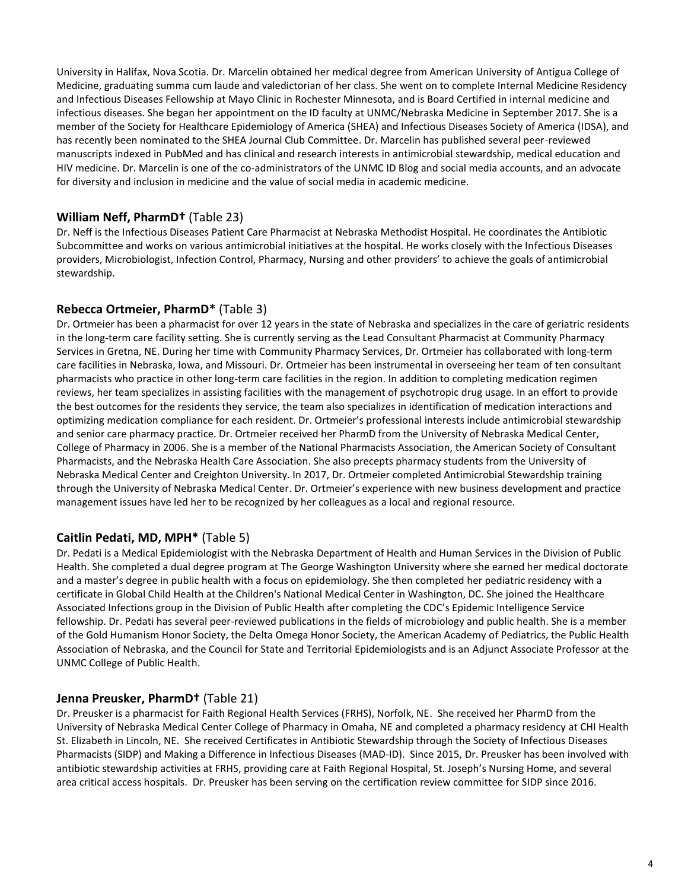University in Halifax, Nova Scotia. Dr. Marcelin obtained her medical degree from American University of Antigua College of Medicine, graduating summa cum laude and valedictorian of her class. She went on to complete Internal Medicine Residency and Infectious Diseases Fellowship at Mayo Clinic in Rochester Minnesota, and is Board Certified in internal medicine and infectious diseases. She began her appointment on the ID faculty at UNMC/Nebraska Medicine in September 2017. She is a member of the Society for Healthcare Epidemiology of America (SHEA) and Infectious Diseases Society of America (IDSA), and has recently been nominated to the SHEA Journal Club Committee. Dr. Marcelin has published several peer-reviewed manuscripts indexed in PubMed and has clinical and research interests in antimicrobial stewardship, medical education and HIV medicine. Dr. Marcelin is one of the co-administrators of the UNMC ID Blog and social media accounts, and an advocate for diversity and inclusion in medicine and the value of social media in academic medicine.

### **William Neff, PharmD†** (Table 23)

Dr. Neff is the Infectious Diseases Patient Care Pharmacist at Nebraska Methodist Hospital. He coordinates the Antibiotic Subcommittee and works on various antimicrobial initiatives at the hospital. He works closely with the Infectious Diseases providers, Microbiologist, Infection Control, Pharmacy, Nursing and other providers' to achieve the goals of antimicrobial stewardship.

### **Rebecca Ortmeier, PharmD*** (Table 3)

Dr. Ortmeier has been a pharmacist for over 12 years in the state of Nebraska and specializes in the care of geriatric residents in the long-term care facility setting. She is currently serving as the Lead Consultant Pharmacist at Community Pharmacy Services in Gretna, NE. During her time with Community Pharmacy Services, Dr. Ortmeier has collaborated with long-term care facilities in Nebraska, Iowa, and Missouri. Dr. Ortmeier has been instrumental in overseeing her team of ten consultant pharmacists who practice in other long-term care facilities in the region. In addition to completing medication regimen reviews, her team specializes in assisting facilities with the management of psychotropic drug usage. In an effort to provide the best outcomes for the residents they service, the team also specializes in identification of medication interactions and optimizing medication compliance for each resident. Dr. Ortmeier's professional interests include antimicrobial stewardship and senior care pharmacy practice. Dr. Ortmeier received her PharmD from the University of Nebraska Medical Center, College of Pharmacy in 2006. She is a member of the National Pharmacists Association, the American Society of Consultant Pharmacists, and the Nebraska Health Care Association. She also precepts pharmacy students from the University of Nebraska Medical Center and Creighton University. In 2017, Dr. Ortmeier completed Antimicrobial Stewardship training through the University of Nebraska Medical Center. Dr. Ortmeier's experience with new business development and practice management issues have led her to be recognized by her colleagues as a local and regional resource.

### **Caitlin Pedati, MD, MPH*** (Table 5)

Dr. Pedati is a Medical Epidemiologist with the Nebraska Department of Health and Human Services in the Division of Public Health. She completed a dual degree program at The George Washington University where she earned her medical doctorate and a master's degree in public health with a focus on epidemiology. She then completed her pediatric residency with a certificate in Global Child Health at the Children's National Medical Center in Washington, DC. She joined the Healthcare Associated Infections group in the Division of Public Health after completing the CDC's Epidemic Intelligence Service fellowship. Dr. Pedati has several peer-reviewed publications in the fields of microbiology and public health. She is a member of the Gold Humanism Honor Society, the Delta Omega Honor Society, the American Academy of Pediatrics, the Public Health Association of Nebraska, and the Council for State and Territorial Epidemiologists and is an Adjunct Associate Professor at the UNMC College of Public Health.

### **Jenna Preusker, PharmD†** (Table 21)

Dr. Preusker is a pharmacist for Faith Regional Health Services (FRHS), Norfolk, NE. She received her PharmD from the University of Nebraska Medical Center College of Pharmacy in Omaha, NE and completed a pharmacy residency at CHI Health St. Elizabeth in Lincoln, NE. She received Certificates in Antibiotic Stewardship through the Society of Infectious Diseases Pharmacists (SIDP) and Making a Difference in Infectious Diseases (MAD-ID). Since 2015, Dr. Preusker has been involved with antibiotic stewardship activities at FRHS, providing care at Faith Regional Hospital, St. Joseph's Nursing Home, and several area critical access hospitals. Dr. Preusker has been serving on the certification review committee for SIDP since 2016.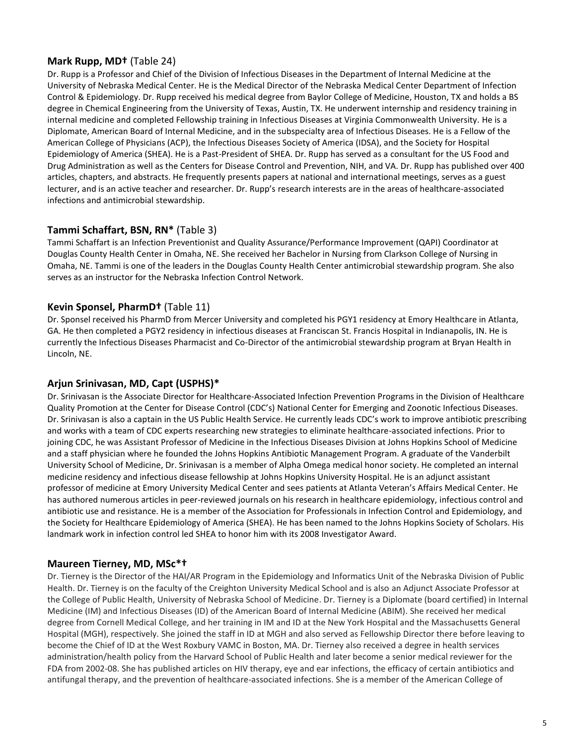### **Mark Rupp, MD†** (Table 24)

Dr. Rupp is a Professor and Chief of the Division of Infectious Diseases in the Department of Internal Medicine at the University of Nebraska Medical Center. He is the Medical Director of the Nebraska Medical Center Department of Infection Control & Epidemiology. Dr. Rupp received his medical degree from Baylor College of Medicine, Houston, TX and holds a BS degree in Chemical Engineering from the University of Texas, Austin, TX. He underwent internship and residency training in internal medicine and completed Fellowship training in Infectious Diseases at Virginia Commonwealth University. He is a Diplomate, American Board of Internal Medicine, and in the subspecialty area of Infectious Diseases. He is a Fellow of the American College of Physicians (ACP), the Infectious Diseases Society of America (IDSA), and the Society for Hospital Epidemiology of America (SHEA). He is a Past-President of SHEA. Dr. Rupp has served as a consultant for the US Food and Drug Administration as well as the Centers for Disease Control and Prevention, NIH, and VA. Dr. Rupp has published over 400 articles, chapters, and abstracts. He frequently presents papers at national and international meetings, serves as a guest lecturer, and is an active teacher and researcher. Dr. Rupp's research interests are in the areas of healthcare-associated infections and antimicrobial stewardship.

### **Tammi Schaffart, BSN, RN*** (Table 3)

Tammi Schaffart is an Infection Preventionist and Quality Assurance/Performance Improvement (QAPI) Coordinator at Douglas County Health Center in Omaha, NE. She received her Bachelor in Nursing from Clarkson College of Nursing in Omaha, NE. Tammi is one of the leaders in the Douglas County Health Center antimicrobial stewardship program. She also serves as an instructor for the Nebraska Infection Control Network.

### **Kevin Sponsel, PharmD†** (Table 11)

Dr. Sponsel received his PharmD from Mercer University and completed his PGY1 residency at Emory Healthcare in Atlanta, GA. He then completed a PGY2 residency in infectious diseases at Franciscan St. Francis Hospital in Indianapolis, IN. He is currently the Infectious Diseases Pharmacist and Co-Director of the antimicrobial stewardship program at Bryan Health in Lincoln, NE.

### **Arjun Srinivasan, MD, Capt (USPHS)***

Dr. Srinivasan is the Associate Director for Healthcare-Associated Infection Prevention Programs in the Division of Healthcare Quality Promotion at the Center for Disease Control (CDC's) National Center for Emerging and Zoonotic Infectious Diseases. Dr. Srinivasan is also a captain in the US Public Health Service. He currently leads CDC's work to improve antibiotic prescribing and works with a team of CDC experts researching new strategies to eliminate healthcare-associated infections. Prior to joining CDC, he was Assistant Professor of Medicine in the Infectious Diseases Division at Johns Hopkins School of Medicine and a staff physician where he founded the Johns Hopkins Antibiotic Management Program. A graduate of the Vanderbilt University School of Medicine, Dr. Srinivasan is a member of Alpha Omega medical honor society. He completed an internal medicine residency and infectious disease fellowship at Johns Hopkins University Hospital. He is an adjunct assistant professor of medicine at Emory University Medical Center and sees patients at Atlanta Veteran's Affairs Medical Center. He has authored numerous articles in peer-reviewed journals on his research in healthcare epidemiology, infectious control and antibiotic use and resistance. He is a member of the Association for Professionals in Infection Control and Epidemiology, and the Society for Healthcare Epidemiology of America (SHEA). He has been named to the Johns Hopkins Society of Scholars. His landmark work in infection control led SHEA to honor him with its 2008 Investigator Award.

### **Maureen Tierney, MD, MSc*†**

Dr. Tierney is the Director of the HAI/AR Program in the Epidemiology and Informatics Unit of the Nebraska Division of Public Health. Dr. Tierney is on the faculty of the Creighton University Medical School and is also an Adjunct Associate Professor at the College of Public Health, University of Nebraska School of Medicine. Dr. Tierney is a Diplomate (board certified) in Internal Medicine (IM) and Infectious Diseases (ID) of the American Board of Internal Medicine (ABIM). She received her medical degree from Cornell Medical College, and her training in IM and ID at the New York Hospital and the Massachusetts General Hospital (MGH), respectively. She joined the staff in ID at MGH and also served as Fellowship Director there before leaving to become the Chief of ID at the West Roxbury VAMC in Boston, MA. Dr. Tierney also received a degree in health services administration/health policy from the Harvard School of Public Health and later become a senior medical reviewer for the FDA from 2002-08. She has published articles on HIV therapy, eye and ear infections, the efficacy of certain antibiotics and antifungal therapy, and the prevention of healthcare-associated infections. She is a member of the American College of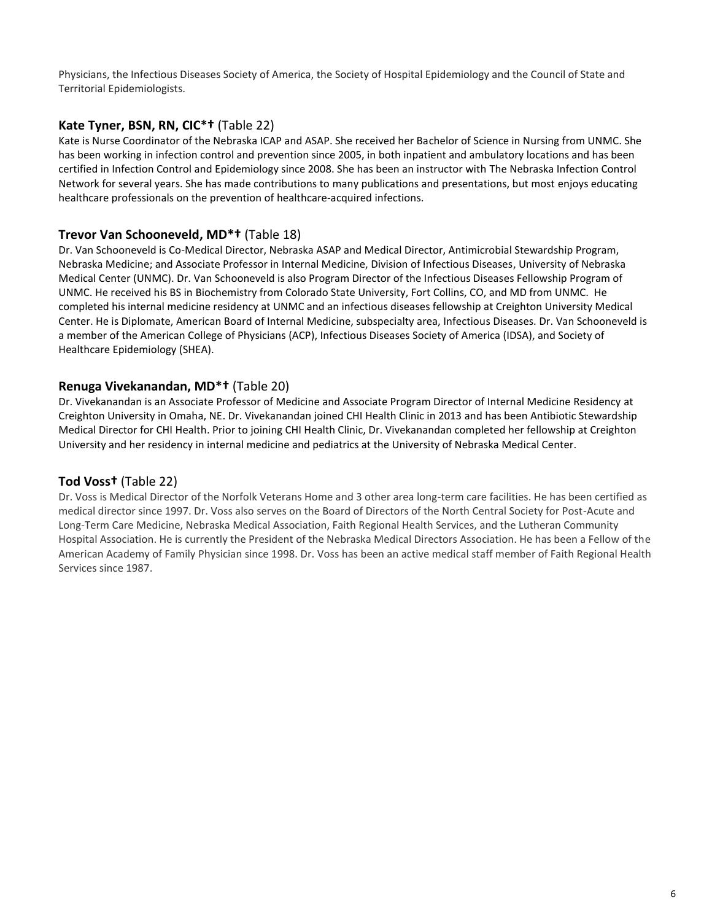Physicians, the Infectious Diseases Society of America, the Society of Hospital Epidemiology and the Council of State and Territorial Epidemiologists.

### **Kate Tyner, BSN, RN, CIC*†** (Table 22)

Kate is Nurse Coordinator of the Nebraska ICAP and ASAP. She received her Bachelor of Science in Nursing from UNMC. She has been working in infection control and prevention since 2005, in both inpatient and ambulatory locations and has been certified in Infection Control and Epidemiology since 2008. She has been an instructor with The Nebraska Infection Control Network for several years. She has made contributions to many publications and presentations, but most enjoys educating healthcare professionals on the prevention of healthcare-acquired infections.

### **Trevor Van Schooneveld, MD*†** (Table 18)

Dr. Van Schooneveld is Co-Medical Director, Nebraska ASAP and Medical Director, Antimicrobial Stewardship Program, Nebraska Medicine; and Associate Professor in Internal Medicine, Division of Infectious Diseases, University of Nebraska Medical Center (UNMC). Dr. Van Schooneveld is also Program Director of the Infectious Diseases Fellowship Program of UNMC. He received his BS in Biochemistry from Colorado State University, Fort Collins, CO, and MD from UNMC. He completed his internal medicine residency at UNMC and an infectious diseases fellowship at Creighton University Medical Center. He is Diplomate, American Board of Internal Medicine, subspecialty area, Infectious Diseases. Dr. Van Schooneveld is a member of the American College of Physicians (ACP), Infectious Diseases Society of America (IDSA), and Society of Healthcare Epidemiology (SHEA).

### **Renuga Vivekanandan, MD*†** (Table 20)

Dr. Vivekanandan is an Associate Professor of Medicine and Associate Program Director of Internal Medicine Residency at Creighton University in Omaha, NE. Dr. Vivekanandan joined CHI Health Clinic in 2013 and has been Antibiotic Stewardship Medical Director for CHI Health. Prior to joining CHI Health Clinic, Dr. Vivekanandan completed her fellowship at Creighton University and her residency in internal medicine and pediatrics at the University of Nebraska Medical Center.

### **Tod Voss†** (Table 22)

Dr. Voss is Medical Director of the Norfolk Veterans Home and 3 other area long-term care facilities. He has been certified as medical director since 1997. Dr. Voss also serves on the Board of Directors of the North Central Society for Post-Acute and Long-Term Care Medicine, Nebraska Medical Association, Faith Regional Health Services, and the Lutheran Community Hospital Association. He is currently the President of the Nebraska Medical Directors Association. He has been a Fellow of the American Academy of Family Physician since 1998. Dr. Voss has been an active medical staff member of Faith Regional Health Services since 1987.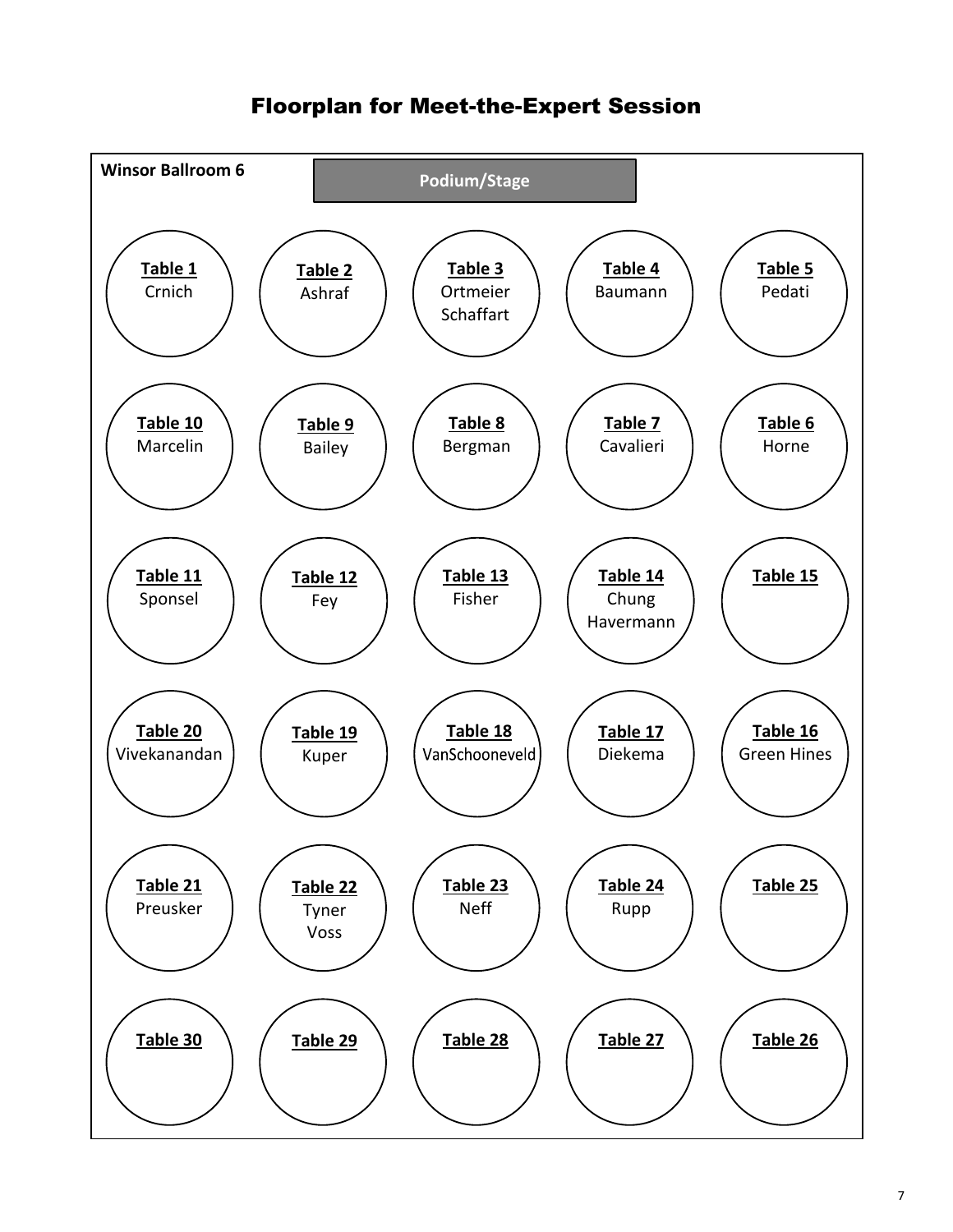# Floorplan for Meet-the-Expert Session

**Winsor Ballroom 6**

**Podium/Stage**

| | | | | |
|---|---|---|---|---|
| **Table 1** Crnich | **Table 2** Ashraf | **Table 3** Ortmeier Schaffart | **Table 4** Baumann | **Table 5** Pedati |
| **Table 10** Marcelin | **Table 9** Bailey | **Table 8** Bergman | **Table 7** Cavalieri | **Table 6** Horne |
| **Table 11** Sponsel | **Table 12** Fey | **Table 13** Fisher | **Table 14** Chung Havermann | **Table 15** |
| **Table 20** Vivekanandan | **Table 19** Kuper | **Table 18** VanSchooneveld | **Table 17** Diekema | **Table 16** Green Hines |
| **Table 21** Preusker | **Table 22** Tyner Voss | **Table 23** Neff | **Table 24** Rupp | **Table 25** |
| **Table 30** | **Table 29** | **Table 28** | **Table 27** | **Table 26** |